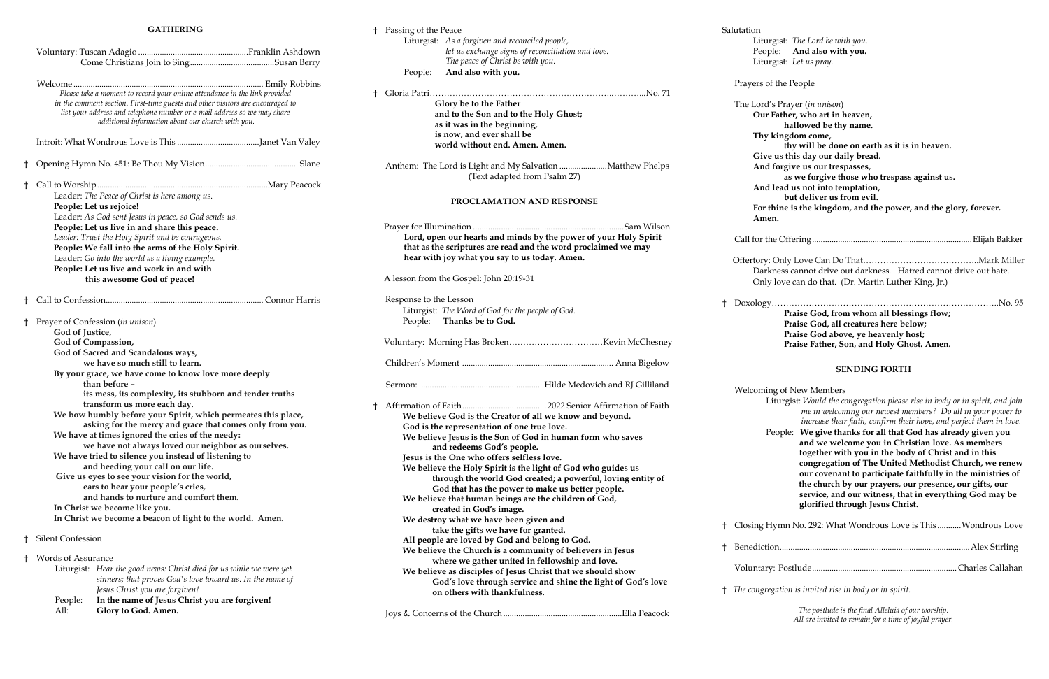## GATHERING

Voluntary: Tuscan Adagio .................................................Franklin Ashdown
Come Christians Join to Sing.......................................Susan Berry

Welcome ....................................................................................... Emily Robbins

*Please take a moment to record your online attendance in the link provided in the comment section. First-time guests and other visitors are encouraged to list your address and telephone number or e-mail address so we may share additional information about our church with you.*

Introit: What Wondrous Love is This .....................................Janet Van Valey

† Opening Hymn No. 451: Be Thou My Vision........................................... Slane

† Call to Worship..............................................................................Mary Peacock

Leader: *The Peace of Christ is here among us.*
**People: Let us rejoice!**
Leader: *As God sent Jesus in peace, so God sends us.*
**People: Let us live in and share this peace.**
*Leader: Trust the Holy Spirit and be courageous.*
**People: We fall into the arms of the Holy Spirit.**
Leader: *Go into the world as a living example.*
**People: Let us live and work in and with this awesome God of peace!**

† Call to Confession......................................................................... Connor Harris

† Prayer of Confession (*in unison*)

**God of Justice,**
**God of Compassion,**
**God of Sacred and Scandalous ways,**
**we have so much still to learn.**
**By your grace, we have come to know love more deeply than before –**
**its mess, its complexity, its stubborn and tender truths transform us more each day.**
**We bow humbly before your Spirit, which permeates this place, asking for the mercy and grace that comes only from you.**
**We have at times ignored the cries of the needy:**
**we have not always loved our neighbor as ourselves.**
**We have tried to silence you instead of listening to and heeding your call on our life.**
**Give us eyes to see your vision for the world,**
**ears to hear your people's cries,**
**and hands to nurture and comfort them.**
**In Christ we become like you.**
**In Christ we become a beacon of light to the world. Amen.**

† Silent Confession

† Words of Assurance

Liturgist: *Hear the good news: Christ died for us while we were yet sinners; that proves God's love toward us. In the name of Jesus Christ you are forgiven!*
People: **In the name of Jesus Christ you are forgiven!**
All: **Glory to God. Amen.**

† Passing of the Peace

Liturgist: *As a forgiven and reconciled people, let us exchange signs of reconciliation and love. The peace of Christ be with you.*
People: **And also with you.**

† Gloria Patri………………………………………………………..………..No. 71

**Glory be to the Father**
**and to the Son and to the Holy Ghost;**
**as it was in the beginning,**
**is now, and ever shall be**
**world without end. Amen. Amen.**

Anthem: The Lord is Light and My Salvation ......................Matthew Phelps
(Text adapted from Psalm 27)

## PROCLAMATION AND RESPONSE

Prayer for Illumination ......................................................................Sam Wilson

**Lord, open our hearts and minds by the power of your Holy Spirit that as the scriptures are read and the word proclaimed we may hear with joy what you say to us today. Amen.**

A lesson from the Gospel: John 20:19-31

Response to the Lesson

Liturgist: *The Word of God for the people of God.*
People: **Thanks be to God.**

Voluntary: Morning Has Broken……………………………Kevin McChesney

Children's Moment ...................................................................... Anna Bigelow

Sermon: ..........................................................Hilde Medovich and RJ Gilliland

† Affirmation of Faith.......................................2022 Senior Affirmation of Faith

**We believe God is the Creator of all we know and beyond.**
**God is the representation of one true love.**
**We believe Jesus is the Son of God in human form who saves and redeems God's people.**
**Jesus is the One who offers selfless love.**
**We believe the Holy Spirit is the light of God who guides us through the world God created; a powerful, loving entity of God that has the power to make us better people.**
**We believe that human beings are the children of God, created in God's image.**
**We destroy what we have been given and take the gifts we have for granted.**
**All people are loved by God and belong to God.**
**We believe the Church is a community of believers in Jesus where we gather united in fellowship and love.**
**We believe as disciples of Jesus Christ that we should show God's love through service and shine the light of God's love on others with thankfulness.**

Joys & Concerns of the Church .......................................................Ella Peacock

Salutation

Liturgist: *The Lord be with you.*
People: **And also with you.**
Liturgist: *Let us pray.*

Prayers of the People

The Lord's Prayer (*in unison*)

**Our Father, who art in heaven,**
**hallowed be thy name.**
**Thy kingdom come,**
**thy will be done on earth as it is in heaven.**
**Give us this day our daily bread.**
**And forgive us our trespasses,**
**as we forgive those who trespass against us.**
**And lead us not into temptation,**
**but deliver us from evil.**
**For thine is the kingdom, and the power, and the glory, forever. Amen.**

Call for the Offering..........................................................................Elijah Bakker

Offertory: Only Love Can Do That…………………………………..Mark Miller
Darkness cannot drive out darkness. Hatred cannot drive out hate. Only love can do that. (Dr. Martin Luther King, Jr.)

† Doxology………………………………………………………………………..No. 95

**Praise God, from whom all blessings flow;**
**Praise God, all creatures here below;**
**Praise God above, ye heavenly host;**
**Praise Father, Son, and Holy Ghost. Amen.**

## SENDING FORTH

Welcoming of New Members

Liturgist: *Would the congregation please rise in body or in spirit, and join me in welcoming our newest members? Do all in your power to increase their faith, confirm their hope, and perfect them in love.*
People: **We give thanks for all that God has already given you and we welcome you in Christian love. As members together with you in the body of Christ and in this congregation of The United Methodist Church, we renew our covenant to participate faithfully in the ministries of the church by our prayers, our presence, our gifts, our service, and our witness, that in everything God may be glorified through Jesus Christ.**

† Closing Hymn No. 292: What Wondrous Love is This...........Wondrous Love

† Benediction.........................................................................................Alex Stirling

Voluntary: Postlude...................................................................Charles Callahan

† *The congregation is invited rise in body or in spirit.*

*The postlude is the final Alleluia of our worship. All are invited to remain for a time of joyful prayer.*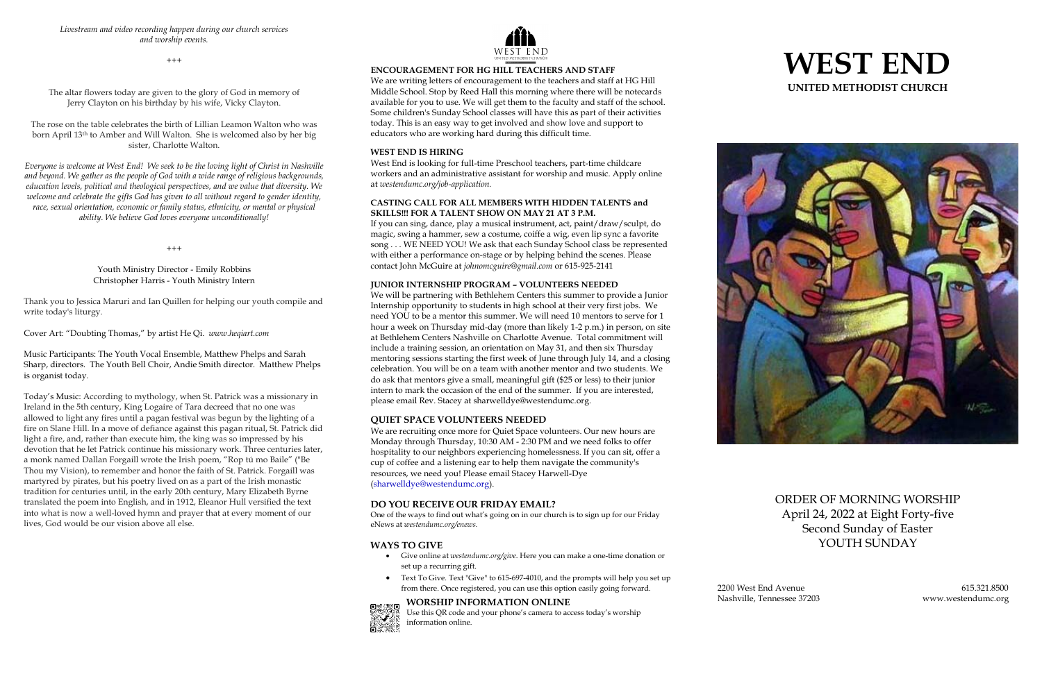*Livestream and video recording happen during our church services and worship events.*

+++

The altar flowers today are given to the glory of God in memory of Jerry Clayton on his birthday by his wife, Vicky Clayton.

The rose on the table celebrates the birth of Lillian Leamon Walton who was born April 13th to Amber and Will Walton. She is welcomed also by her big sister, Charlotte Walton.

*Everyone is welcome at West End! We seek to be the loving light of Christ in Nashville and beyond. We gather as the people of God with a wide range of religious backgrounds, education levels, political and theological perspectives, and we value that diversity. We welcome and celebrate the gifts God has given to all without regard to gender identity, race, sexual orientation, economic or family status, ethnicity, or mental or physical ability. We believe God loves everyone unconditionally!*

+++

Youth Ministry Director - Emily Robbins
Christopher Harris - Youth Ministry Intern

Thank you to Jessica Maruri and Ian Quillen for helping our youth compile and write today's liturgy.

Cover Art: "Doubting Thomas," by artist He Qi. *www.heqiart.com*

Music Participants: The Youth Vocal Ensemble, Matthew Phelps and Sarah Sharp, directors. The Youth Bell Choir, Andie Smith director. Matthew Phelps is organist today.

Today's Music: According to mythology, when St. Patrick was a missionary in Ireland in the 5th century, King Logaire of Tara decreed that no one was allowed to light any fires until a pagan festival was begun by the lighting of a fire on Slane Hill. In a move of defiance against this pagan ritual, St. Patrick did light a fire, and, rather than execute him, the king was so impressed by his devotion that he let Patrick continue his missionary work. Three centuries later, a monk named Dallan Forgaill wrote the Irish poem, "Rop tú mo Baile" ("Be Thou my Vision), to remember and honor the faith of St. Patrick. Forgaill was martyred by pirates, but his poetry lived on as a part of the Irish monastic tradition for centuries until, in the early 20th century, Mary Elizabeth Byrne translated the poem into English, and in 1912, Eleanor Hull versified the text into what is now a well-loved hymn and prayer that at every moment of our lives, God would be our vision above all else.

**ENCOURAGEMENT FOR HG HILL TEACHERS AND STAFF**

We are writing letters of encouragement to the teachers and staff at HG Hill Middle School. Stop by Reed Hall this morning where there will be notecards available for you to use. We will get them to the faculty and staff of the school. Some children's Sunday School classes will have this as part of their activities today. This is an easy way to get involved and show love and support to educators who are working hard during this difficult time.

**WEST END IS HIRING**

West End is looking for full-time Preschool teachers, part-time childcare workers and an administrative assistant for worship and music. Apply online at *westendumc.org/job-application.*

**CASTING CALL FOR ALL MEMBERS WITH HIDDEN TALENTS and SKILLS!!! FOR A TALENT SHOW ON MAY 21 AT 3 P.M.**

If you can sing, dance, play a musical instrument, act, paint/draw/sculpt, do magic, swing a hammer, sew a costume, coiffe a wig, even lip sync a favorite song . . . WE NEED YOU! We ask that each Sunday School class be represented with either a performance on-stage or by helping behind the scenes. Please contact John McGuire at *johnomcguire@gmail.com* or 615-925-2141

**JUNIOR INTERNSHIP PROGRAM – VOLUNTEERS NEEDED**

We will be partnering with Bethlehem Centers this summer to provide a Junior Internship opportunity to students in high school at their very first jobs. We need YOU to be a mentor this summer. We will need 10 mentors to serve for 1 hour a week on Thursday mid-day (more than likely 1-2 p.m.) in person, on site at Bethlehem Centers Nashville on Charlotte Avenue. Total commitment will include a training session, an orientation on May 31, and then six Thursday mentoring sessions starting the first week of June through July 14, and a closing celebration. You will be on a team with another mentor and two students. We do ask that mentors give a small, meaningful gift ($25 or less) to their junior intern to mark the occasion of the end of the summer. If you are interested, please email Rev. Stacey at sharwelldye@westendumc.org.

## QUIET SPACE VOLUNTEERS NEEDED

We are recruiting once more for Quiet Space volunteers. Our new hours are Monday through Thursday, 10:30 AM - 2:30 PM and we need folks to offer hospitality to our neighbors experiencing homelessness. If you can sit, offer a cup of coffee and a listening ear to help them navigate the community's resources, we need you! Please email Stacey Harwell-Dye (sharwelldye@westendumc.org).

## DO YOU RECEIVE OUR FRIDAY EMAIL?

One of the ways to find out what's going on in our church is to sign up for our Friday eNews at *westendumc.org/enews.*

## WAYS TO GIVE

- Give online at *westendumc.org/give*. Here you can make a one-time donation or set up a recurring gift.
- Text To Give. Text "Give" to 615-697-4010, and the prompts will help you set up from there. Once registered, you can use this option easily going forward.

## WORSHIP INFORMATION ONLINE

Use this QR code and your phone's camera to access today's worship information online.

# WEST END

**UNITED METHODIST CHURCH**

ORDER OF MORNING WORSHIP
April 24, 2022 at Eight Forty-five
Second Sunday of Easter
YOUTH SUNDAY

2200 West End Avenue
Nashville, Tennessee 37203

615.321.8500
www.westendumc.org